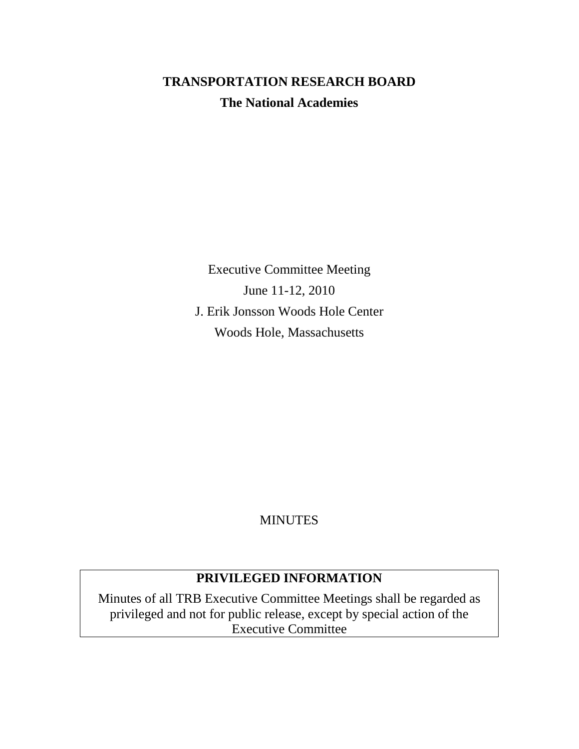# TRANSPORTATION RESEARCH BOARD

## The National Academies

Executive Committee Meeting

June 11-12, 2010

J. Erik Jonsson Woods Hole Center

Woods Hole, Massachusetts

MINUTES

**PRIVILEGED INFORMATION**

Minutes of all TRB Executive Committee Meetings shall be regarded as privileged and not for public release, except by special action of the Executive Committee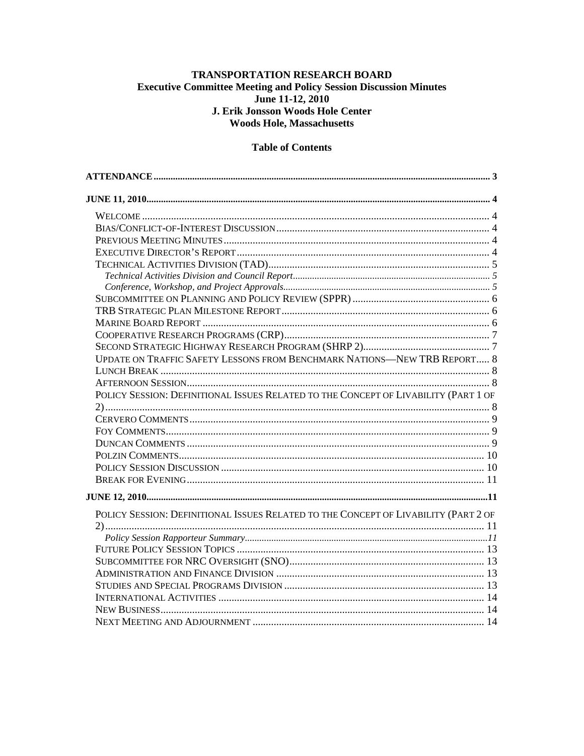# TRANSPORTATION RESEARCH BOARD
## Executive Committee Meeting and Policy Session Discussion Minutes
## June 11-12, 2010
## J. Erik Jonsson Woods Hole Center
## Woods Hole, Massachusetts

### Table of Contents

**ATTENDANCE** ..... 3

**JUNE 11, 2010** ..... 4

- WELCOME ..... 4
- BIAS/CONFLICT-OF-INTEREST DISCUSSION ..... 4
- PREVIOUS MEETING MINUTES ..... 4
- EXECUTIVE DIRECTOR'S REPORT ..... 4
- TECHNICAL ACTIVITIES DIVISION (TAD) ..... 5
  - *Technical Activities Division and Council Report* ..... 5
  - *Conference, Workshop, and Project Approvals* ..... 5
- SUBCOMMITTEE ON PLANNING AND POLICY REVIEW (SPPR) ..... 6
- TRB STRATEGIC PLAN MILESTONE REPORT ..... 6
- MARINE BOARD REPORT ..... 6
- COOPERATIVE RESEARCH PROGRAMS (CRP) ..... 7
- SECOND STRATEGIC HIGHWAY RESEARCH PROGRAM (SHRP 2) ..... 7
- UPDATE ON TRAFFIC SAFETY LESSONS FROM BENCHMARK NATIONS—NEW TRB REPORT ..... 8
- LUNCH BREAK ..... 8
- AFTERNOON SESSION ..... 8
- POLICY SESSION: DEFINITIONAL ISSUES RELATED TO THE CONCEPT OF LIVABILITY (PART 1 OF 2) ..... 8
- CERVERO COMMENTS ..... 9
- FOY COMMENTS ..... 9
- DUNCAN COMMENTS ..... 9
- POLZIN COMMENTS ..... 10
- POLICY SESSION DISCUSSION ..... 10
- BREAK FOR EVENING ..... 11

**JUNE 12, 2010** ..... 11

- POLICY SESSION: DEFINITIONAL ISSUES RELATED TO THE CONCEPT OF LIVABILITY (PART 2 OF 2) ..... 11
  - *Policy Session Rapporteur Summary* ..... 11
- FUTURE POLICY SESSION TOPICS ..... 13
- SUBCOMMITTEE FOR NRC OVERSIGHT (SNO) ..... 13
- ADMINISTRATION AND FINANCE DIVISION ..... 13
- STUDIES AND SPECIAL PROGRAMS DIVISION ..... 13
- INTERNATIONAL ACTIVITIES ..... 14
- NEW BUSINESS ..... 14
- NEXT MEETING AND ADJOURNMENT ..... 14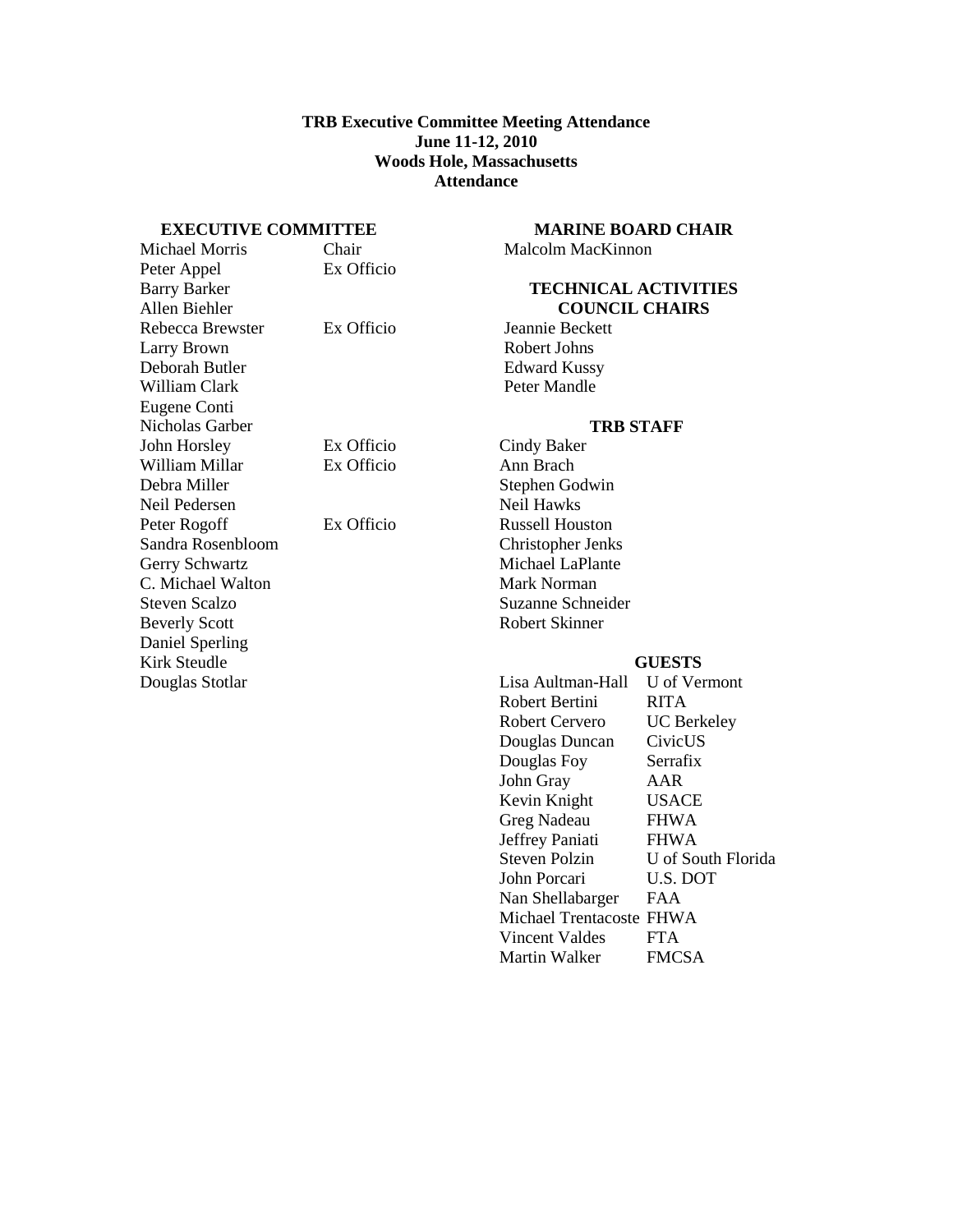# TRB Executive Committee Meeting Attendance
## June 11-12, 2010
## Woods Hole, Massachusetts
## Attendance

### EXECUTIVE COMMITTEE

| Name | Role |
|---|---|
| Michael Morris | Chair |
| Peter Appel | Ex Officio |
| Barry Barker | |
| Allen Biehler | |
| Rebecca Brewster | Ex Officio |
| Larry Brown | |
| Deborah Butler | |
| William Clark | |
| Eugene Conti | |
| Nicholas Garber | |
| John Horsley | Ex Officio |
| William Millar | Ex Officio |
| Debra Miller | |
| Neil Pedersen | |
| Peter Rogoff | Ex Officio |
| Sandra Rosenbloom | |
| Gerry Schwartz | |
| C. Michael Walton | |
| Steven Scalzo | |
| Beverly Scott | |
| Daniel Sperling | |
| Kirk Steudle | |
| Douglas Stotlar | |

### MARINE BOARD CHAIR

Malcolm MacKinnon

### TECHNICAL ACTIVITIES COUNCIL CHAIRS

Jeannie Beckett
Robert Johns
Edward Kussy
Peter Mandle

### TRB STAFF

Cindy Baker
Ann Brach
Stephen Godwin
Neil Hawks
Russell Houston
Christopher Jenks
Michael LaPlante
Mark Norman
Suzanne Schneider
Robert Skinner

### GUESTS

| Name | Affiliation |
|---|---|
| Lisa Aultman-Hall | U of Vermont |
| Robert Bertini | RITA |
| Robert Cervero | UC Berkeley |
| Douglas Duncan | CivicUS |
| Douglas Foy | Serrafix |
| John Gray | AAR |
| Kevin Knight | USACE |
| Greg Nadeau | FHWA |
| Jeffrey Paniati | FHWA |
| Steven Polzin | U of South Florida |
| John Porcari | U.S. DOT |
| Nan Shellabarger | FAA |
| Michael Trentacoste | FHWA |
| Vincent Valdes | FTA |
| Martin Walker | FMCSA |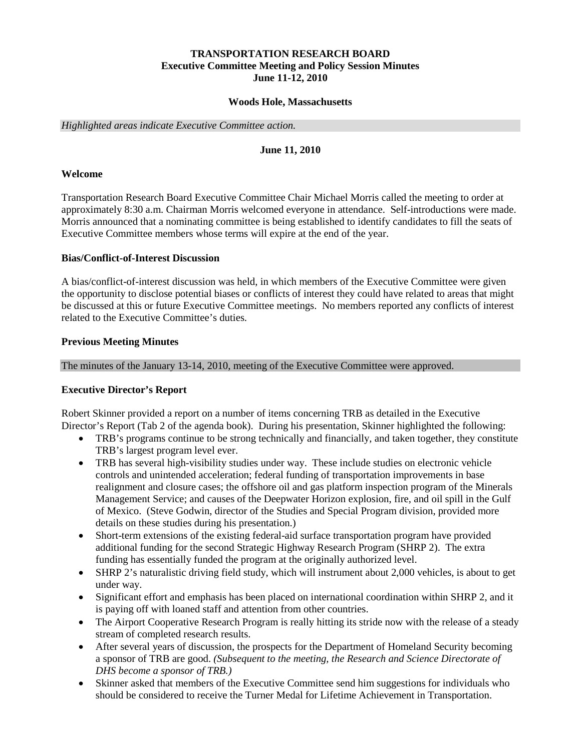**TRANSPORTATION RESEARCH BOARD**
**Executive Committee Meeting and Policy Session Minutes**
**June 11-12, 2010**

**Woods Hole, Massachusetts**

*Highlighted areas indicate Executive Committee action.*

**June 11, 2010**

### Welcome

Transportation Research Board Executive Committee Chair Michael Morris called the meeting to order at approximately 8:30 a.m. Chairman Morris welcomed everyone in attendance. Self-introductions were made. Morris announced that a nominating committee is being established to identify candidates to fill the seats of Executive Committee members whose terms will expire at the end of the year.

### Bias/Conflict-of-Interest Discussion

A bias/conflict-of-interest discussion was held, in which members of the Executive Committee were given the opportunity to disclose potential biases or conflicts of interest they could have related to areas that might be discussed at this or future Executive Committee meetings. No members reported any conflicts of interest related to the Executive Committee's duties.

### Previous Meeting Minutes

The minutes of the January 13-14, 2010, meeting of the Executive Committee were approved.

### Executive Director's Report

Robert Skinner provided a report on a number of items concerning TRB as detailed in the Executive Director's Report (Tab 2 of the agenda book). During his presentation, Skinner highlighted the following:

- TRB's programs continue to be strong technically and financially, and taken together, they constitute TRB's largest program level ever.
- TRB has several high-visibility studies under way. These include studies on electronic vehicle controls and unintended acceleration; federal funding of transportation improvements in base realignment and closure cases; the offshore oil and gas platform inspection program of the Minerals Management Service; and causes of the Deepwater Horizon explosion, fire, and oil spill in the Gulf of Mexico. (Steve Godwin, director of the Studies and Special Program division, provided more details on these studies during his presentation.)
- Short-term extensions of the existing federal-aid surface transportation program have provided additional funding for the second Strategic Highway Research Program (SHRP 2). The extra funding has essentially funded the program at the originally authorized level.
- SHRP 2's naturalistic driving field study, which will instrument about 2,000 vehicles, is about to get under way.
- Significant effort and emphasis has been placed on international coordination within SHRP 2, and it is paying off with loaned staff and attention from other countries.
- The Airport Cooperative Research Program is really hitting its stride now with the release of a steady stream of completed research results.
- After several years of discussion, the prospects for the Department of Homeland Security becoming a sponsor of TRB are good. *(Subsequent to the meeting, the Research and Science Directorate of DHS become a sponsor of TRB.)*
- Skinner asked that members of the Executive Committee send him suggestions for individuals who should be considered to receive the Turner Medal for Lifetime Achievement in Transportation.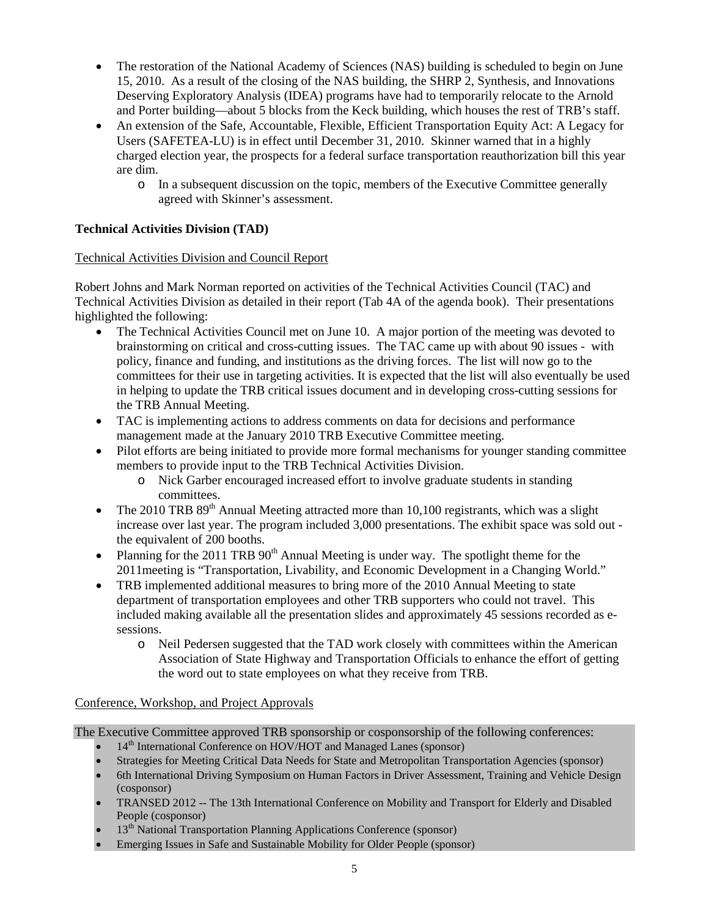- The restoration of the National Academy of Sciences (NAS) building is scheduled to begin on June 15, 2010. As a result of the closing of the NAS building, the SHRP 2, Synthesis, and Innovations Deserving Exploratory Analysis (IDEA) programs have had to temporarily relocate to the Arnold and Porter building—about 5 blocks from the Keck building, which houses the rest of TRB's staff.
- An extension of the Safe, Accountable, Flexible, Efficient Transportation Equity Act: A Legacy for Users (SAFETEA-LU) is in effect until December 31, 2010. Skinner warned that in a highly charged election year, the prospects for a federal surface transportation reauthorization bill this year are dim.
  - In a subsequent discussion on the topic, members of the Executive Committee generally agreed with Skinner's assessment.

**Technical Activities Division (TAD)**

Technical Activities Division and Council Report

Robert Johns and Mark Norman reported on activities of the Technical Activities Council (TAC) and Technical Activities Division as detailed in their report (Tab 4A of the agenda book). Their presentations highlighted the following:

- The Technical Activities Council met on June 10. A major portion of the meeting was devoted to brainstorming on critical and cross-cutting issues. The TAC came up with about 90 issues - with policy, finance and funding, and institutions as the driving forces. The list will now go to the committees for their use in targeting activities. It is expected that the list will also eventually be used in helping to update the TRB critical issues document and in developing cross-cutting sessions for the TRB Annual Meeting.
- TAC is implementing actions to address comments on data for decisions and performance management made at the January 2010 TRB Executive Committee meeting.
- Pilot efforts are being initiated to provide more formal mechanisms for younger standing committee members to provide input to the TRB Technical Activities Division.
  - Nick Garber encouraged increased effort to involve graduate students in standing committees.
- The 2010 TRB 89th Annual Meeting attracted more than 10,100 registrants, which was a slight increase over last year. The program included 3,000 presentations. The exhibit space was sold out - the equivalent of 200 booths.
- Planning for the 2011 TRB 90th Annual Meeting is under way. The spotlight theme for the 2011meeting is "Transportation, Livability, and Economic Development in a Changing World."
- TRB implemented additional measures to bring more of the 2010 Annual Meeting to state department of transportation employees and other TRB supporters who could not travel. This included making available all the presentation slides and approximately 45 sessions recorded as e-sessions.
  - Neil Pedersen suggested that the TAD work closely with committees within the American Association of State Highway and Transportation Officials to enhance the effort of getting the word out to state employees on what they receive from TRB.

Conference, Workshop, and Project Approvals

The Executive Committee approved TRB sponsorship or cosponsorship of the following conferences:

- 14th International Conference on HOV/HOT and Managed Lanes (sponsor)
- Strategies for Meeting Critical Data Needs for State and Metropolitan Transportation Agencies (sponsor)
- 6th International Driving Symposium on Human Factors in Driver Assessment, Training and Vehicle Design (cosponsor)
- TRANSED 2012 -- The 13th International Conference on Mobility and Transport for Elderly and Disabled People (cosponsor)
- 13th National Transportation Planning Applications Conference (sponsor)
- Emerging Issues in Safe and Sustainable Mobility for Older People (sponsor)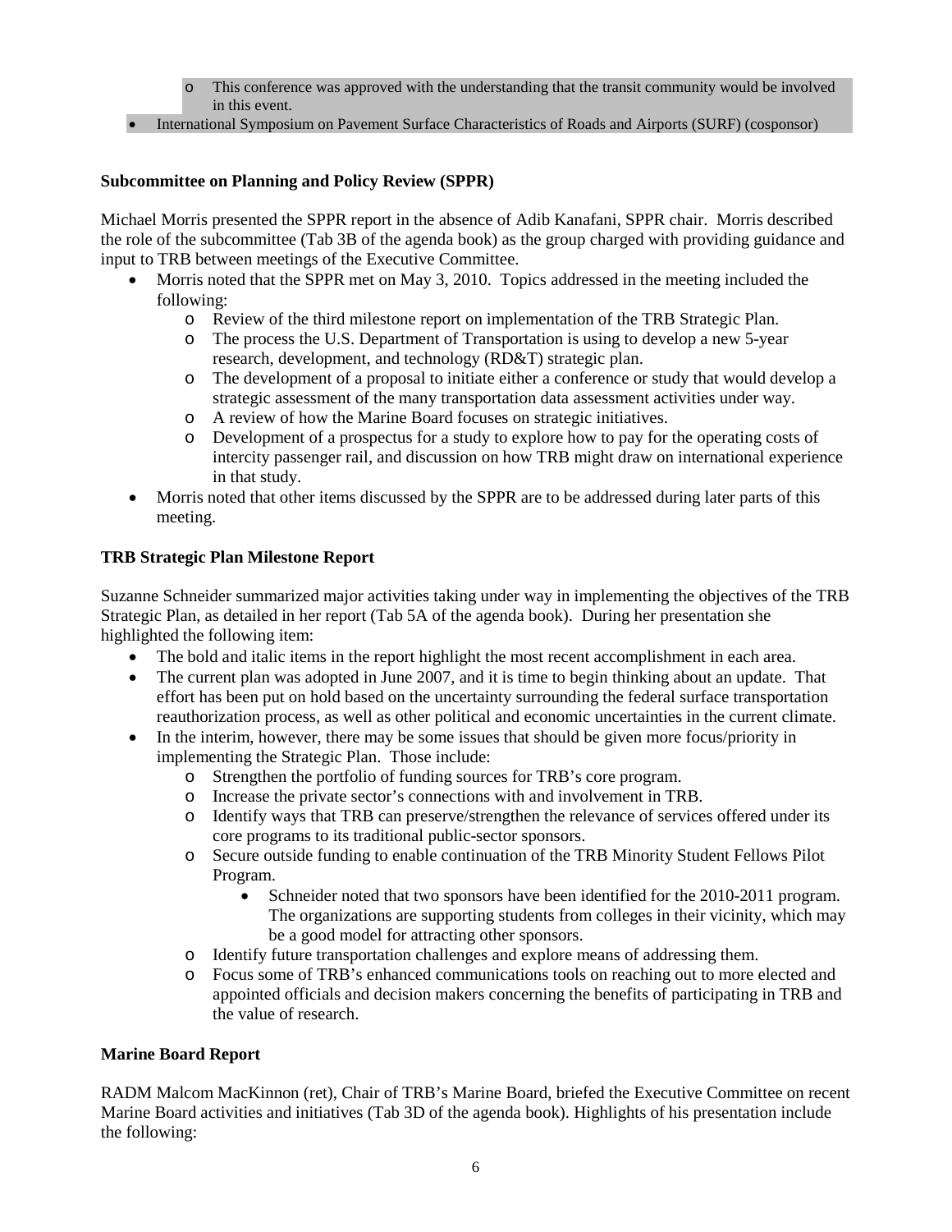- This conference was approved with the understanding that the transit community would be involved in this event.
- International Symposium on Pavement Surface Characteristics of Roads and Airports (SURF) (cosponsor)

**Subcommittee on Planning and Policy Review (SPPR)**

Michael Morris presented the SPPR report in the absence of Adib Kanafani, SPPR chair. Morris described the role of the subcommittee (Tab 3B of the agenda book) as the group charged with providing guidance and input to TRB between meetings of the Executive Committee.

- Morris noted that the SPPR met on May 3, 2010. Topics addressed in the meeting included the following:
  - Review of the third milestone report on implementation of the TRB Strategic Plan.
  - The process the U.S. Department of Transportation is using to develop a new 5-year research, development, and technology (RD&T) strategic plan.
  - The development of a proposal to initiate either a conference or study that would develop a strategic assessment of the many transportation data assessment activities under way.
  - A review of how the Marine Board focuses on strategic initiatives.
  - Development of a prospectus for a study to explore how to pay for the operating costs of intercity passenger rail, and discussion on how TRB might draw on international experience in that study.
- Morris noted that other items discussed by the SPPR are to be addressed during later parts of this meeting.

**TRB Strategic Plan Milestone Report**

Suzanne Schneider summarized major activities taking under way in implementing the objectives of the TRB Strategic Plan, as detailed in her report (Tab 5A of the agenda book). During her presentation she highlighted the following item:

- The bold and italic items in the report highlight the most recent accomplishment in each area.
- The current plan was adopted in June 2007, and it is time to begin thinking about an update. That effort has been put on hold based on the uncertainty surrounding the federal surface transportation reauthorization process, as well as other political and economic uncertainties in the current climate.
- In the interim, however, there may be some issues that should be given more focus/priority in implementing the Strategic Plan. Those include:
  - Strengthen the portfolio of funding sources for TRB's core program.
  - Increase the private sector's connections with and involvement in TRB.
  - Identify ways that TRB can preserve/strengthen the relevance of services offered under its core programs to its traditional public-sector sponsors.
  - Secure outside funding to enable continuation of the TRB Minority Student Fellows Pilot Program.
    - Schneider noted that two sponsors have been identified for the 2010-2011 program. The organizations are supporting students from colleges in their vicinity, which may be a good model for attracting other sponsors.
  - Identify future transportation challenges and explore means of addressing them.
  - Focus some of TRB's enhanced communications tools on reaching out to more elected and appointed officials and decision makers concerning the benefits of participating in TRB and the value of research.

**Marine Board Report**

RADM Malcom MacKinnon (ret), Chair of TRB's Marine Board, briefed the Executive Committee on recent Marine Board activities and initiatives (Tab 3D of the agenda book). Highlights of his presentation include the following: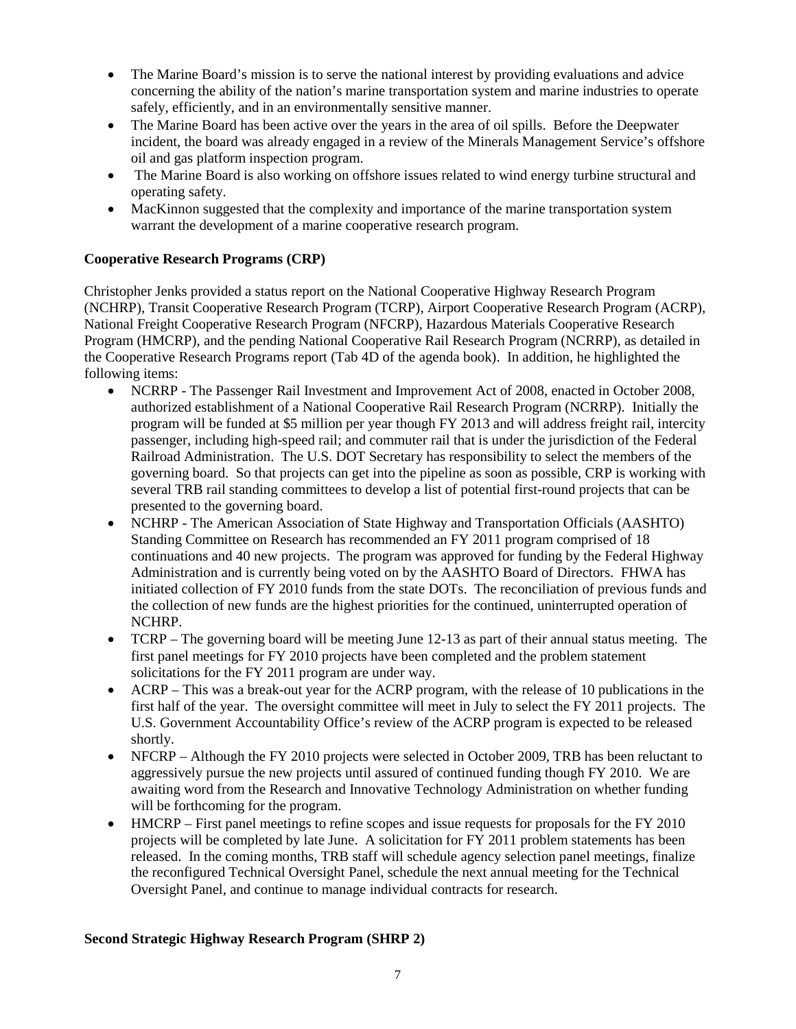- The Marine Board's mission is to serve the national interest by providing evaluations and advice concerning the ability of the nation's marine transportation system and marine industries to operate safely, efficiently, and in an environmentally sensitive manner.
- The Marine Board has been active over the years in the area of oil spills. Before the Deepwater incident, the board was already engaged in a review of the Minerals Management Service's offshore oil and gas platform inspection program.
- The Marine Board is also working on offshore issues related to wind energy turbine structural and operating safety.
- MacKinnon suggested that the complexity and importance of the marine transportation system warrant the development of a marine cooperative research program.

**Cooperative Research Programs (CRP)**

Christopher Jenks provided a status report on the National Cooperative Highway Research Program (NCHRP), Transit Cooperative Research Program (TCRP), Airport Cooperative Research Program (ACRP), National Freight Cooperative Research Program (NFCRP), Hazardous Materials Cooperative Research Program (HMCRP), and the pending National Cooperative Rail Research Program (NCRRP), as detailed in the Cooperative Research Programs report (Tab 4D of the agenda book). In addition, he highlighted the following items:

- NCRRP - The Passenger Rail Investment and Improvement Act of 2008, enacted in October 2008, authorized establishment of a National Cooperative Rail Research Program (NCRRP). Initially the program will be funded at $5 million per year though FY 2013 and will address freight rail, intercity passenger, including high-speed rail; and commuter rail that is under the jurisdiction of the Federal Railroad Administration. The U.S. DOT Secretary has responsibility to select the members of the governing board. So that projects can get into the pipeline as soon as possible, CRP is working with several TRB rail standing committees to develop a list of potential first-round projects that can be presented to the governing board.
- NCHRP - The American Association of State Highway and Transportation Officials (AASHTO) Standing Committee on Research has recommended an FY 2011 program comprised of 18 continuations and 40 new projects. The program was approved for funding by the Federal Highway Administration and is currently being voted on by the AASHTO Board of Directors. FHWA has initiated collection of FY 2010 funds from the state DOTs. The reconciliation of previous funds and the collection of new funds are the highest priorities for the continued, uninterrupted operation of NCHRP.
- TCRP – The governing board will be meeting June 12-13 as part of their annual status meeting. The first panel meetings for FY 2010 projects have been completed and the problem statement solicitations for the FY 2011 program are under way.
- ACRP – This was a break-out year for the ACRP program, with the release of 10 publications in the first half of the year. The oversight committee will meet in July to select the FY 2011 projects. The U.S. Government Accountability Office's review of the ACRP program is expected to be released shortly.
- NFCRP – Although the FY 2010 projects were selected in October 2009, TRB has been reluctant to aggressively pursue the new projects until assured of continued funding though FY 2010. We are awaiting word from the Research and Innovative Technology Administration on whether funding will be forthcoming for the program.
- HMCRP – First panel meetings to refine scopes and issue requests for proposals for the FY 2010 projects will be completed by late June. A solicitation for FY 2011 problem statements has been released. In the coming months, TRB staff will schedule agency selection panel meetings, finalize the reconfigured Technical Oversight Panel, schedule the next annual meeting for the Technical Oversight Panel, and continue to manage individual contracts for research.

**Second Strategic Highway Research Program (SHRP 2)**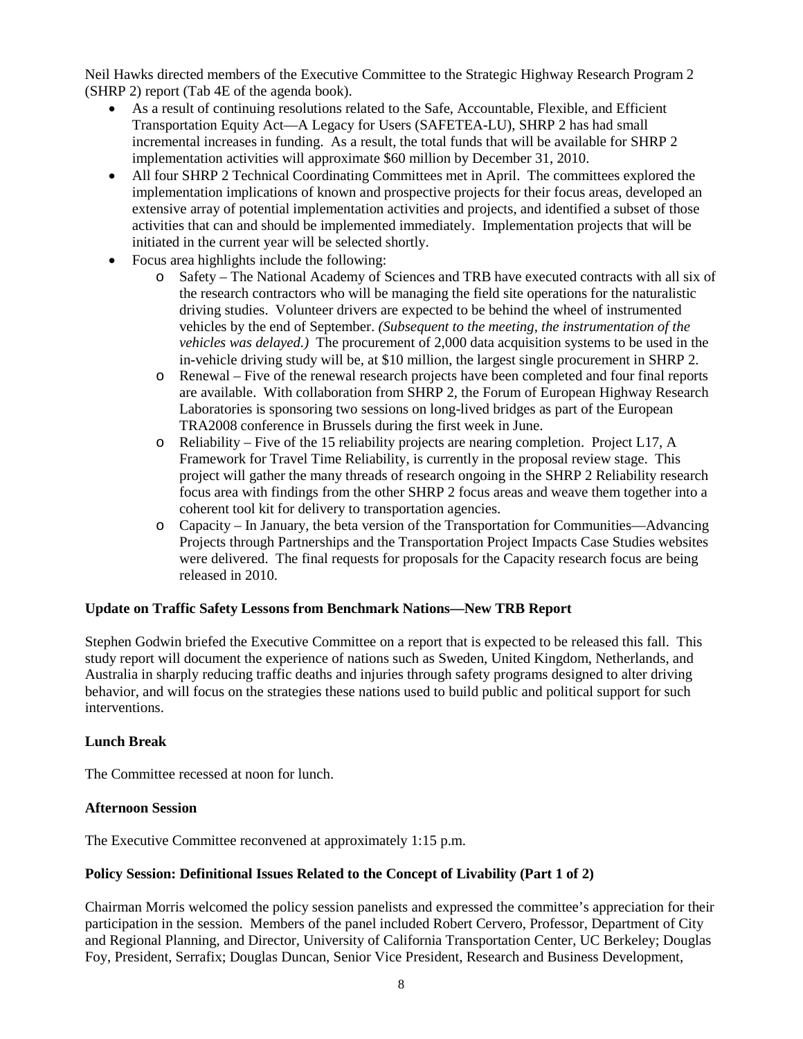Neil Hawks directed members of the Executive Committee to the Strategic Highway Research Program 2 (SHRP 2) report (Tab 4E of the agenda book).

- As a result of continuing resolutions related to the Safe, Accountable, Flexible, and Efficient Transportation Equity Act—A Legacy for Users (SAFETEA-LU), SHRP 2 has had small incremental increases in funding. As a result, the total funds that will be available for SHRP 2 implementation activities will approximate $60 million by December 31, 2010.
- All four SHRP 2 Technical Coordinating Committees met in April. The committees explored the implementation implications of known and prospective projects for their focus areas, developed an extensive array of potential implementation activities and projects, and identified a subset of those activities that can and should be implemented immediately. Implementation projects that will be initiated in the current year will be selected shortly.
- Focus area highlights include the following:
  - Safety – The National Academy of Sciences and TRB have executed contracts with all six of the research contractors who will be managing the field site operations for the naturalistic driving studies. Volunteer drivers are expected to be behind the wheel of instrumented vehicles by the end of September. *(Subsequent to the meeting, the instrumentation of the vehicles was delayed.)* The procurement of 2,000 data acquisition systems to be used in the in-vehicle driving study will be, at $10 million, the largest single procurement in SHRP 2.
  - Renewal – Five of the renewal research projects have been completed and four final reports are available. With collaboration from SHRP 2, the Forum of European Highway Research Laboratories is sponsoring two sessions on long-lived bridges as part of the European TRA2008 conference in Brussels during the first week in June.
  - Reliability – Five of the 15 reliability projects are nearing completion. Project L17, A Framework for Travel Time Reliability, is currently in the proposal review stage. This project will gather the many threads of research ongoing in the SHRP 2 Reliability research focus area with findings from the other SHRP 2 focus areas and weave them together into a coherent tool kit for delivery to transportation agencies.
  - Capacity – In January, the beta version of the Transportation for Communities—Advancing Projects through Partnerships and the Transportation Project Impacts Case Studies websites were delivered. The final requests for proposals for the Capacity research focus are being released in 2010.

**Update on Traffic Safety Lessons from Benchmark Nations—New TRB Report**

Stephen Godwin briefed the Executive Committee on a report that is expected to be released this fall. This study report will document the experience of nations such as Sweden, United Kingdom, Netherlands, and Australia in sharply reducing traffic deaths and injuries through safety programs designed to alter driving behavior, and will focus on the strategies these nations used to build public and political support for such interventions.

**Lunch Break**

The Committee recessed at noon for lunch.

**Afternoon Session**

The Executive Committee reconvened at approximately 1:15 p.m.

**Policy Session: Definitional Issues Related to the Concept of Livability (Part 1 of 2)**

Chairman Morris welcomed the policy session panelists and expressed the committee's appreciation for their participation in the session. Members of the panel included Robert Cervero, Professor, Department of City and Regional Planning, and Director, University of California Transportation Center, UC Berkeley; Douglas Foy, President, Serrafix; Douglas Duncan, Senior Vice President, Research and Business Development,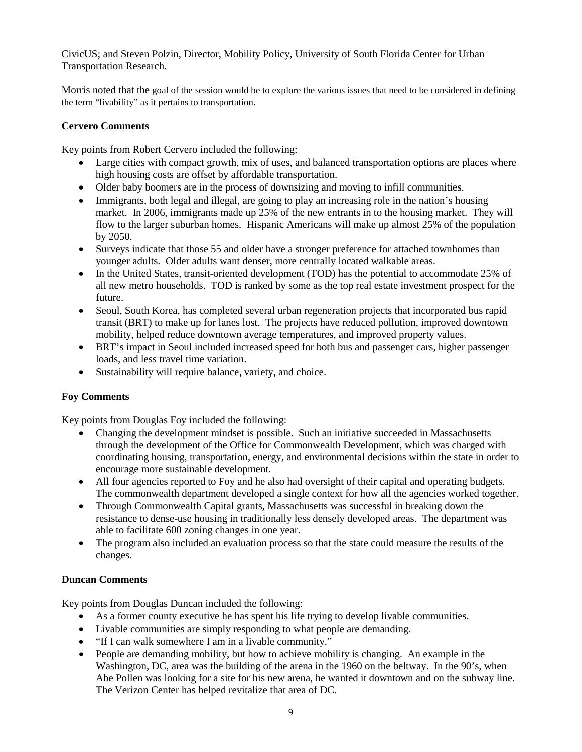CivicUS; and Steven Polzin, Director, Mobility Policy, University of South Florida Center for Urban Transportation Research.

Morris noted that the goal of the session would be to explore the various issues that need to be considered in defining the term "livability" as it pertains to transportation.

**Cervero Comments**

Key points from Robert Cervero included the following:

- Large cities with compact growth, mix of uses, and balanced transportation options are places where high housing costs are offset by affordable transportation.
- Older baby boomers are in the process of downsizing and moving to infill communities.
- Immigrants, both legal and illegal, are going to play an increasing role in the nation's housing market. In 2006, immigrants made up 25% of the new entrants in to the housing market. They will flow to the larger suburban homes. Hispanic Americans will make up almost 25% of the population by 2050.
- Surveys indicate that those 55 and older have a stronger preference for attached townhomes than younger adults. Older adults want denser, more centrally located walkable areas.
- In the United States, transit-oriented development (TOD) has the potential to accommodate 25% of all new metro households. TOD is ranked by some as the top real estate investment prospect for the future.
- Seoul, South Korea, has completed several urban regeneration projects that incorporated bus rapid transit (BRT) to make up for lanes lost. The projects have reduced pollution, improved downtown mobility, helped reduce downtown average temperatures, and improved property values.
- BRT's impact in Seoul included increased speed for both bus and passenger cars, higher passenger loads, and less travel time variation.
- Sustainability will require balance, variety, and choice.

**Foy Comments**

Key points from Douglas Foy included the following:

- Changing the development mindset is possible. Such an initiative succeeded in Massachusetts through the development of the Office for Commonwealth Development, which was charged with coordinating housing, transportation, energy, and environmental decisions within the state in order to encourage more sustainable development.
- All four agencies reported to Foy and he also had oversight of their capital and operating budgets. The commonwealth department developed a single context for how all the agencies worked together.
- Through Commonwealth Capital grants, Massachusetts was successful in breaking down the resistance to dense-use housing in traditionally less densely developed areas. The department was able to facilitate 600 zoning changes in one year.
- The program also included an evaluation process so that the state could measure the results of the changes.

**Duncan Comments**

Key points from Douglas Duncan included the following:

- As a former county executive he has spent his life trying to develop livable communities.
- Livable communities are simply responding to what people are demanding.
- "If I can walk somewhere I am in a livable community."
- People are demanding mobility, but how to achieve mobility is changing. An example in the Washington, DC, area was the building of the arena in the 1960 on the beltway. In the 90's, when Abe Pollen was looking for a site for his new arena, he wanted it downtown and on the subway line. The Verizon Center has helped revitalize that area of DC.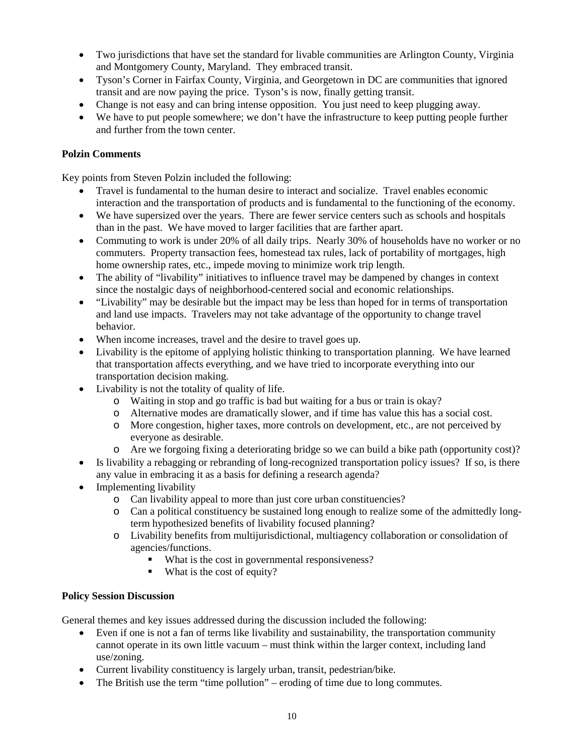- Two jurisdictions that have set the standard for livable communities are Arlington County, Virginia and Montgomery County, Maryland. They embraced transit.
- Tyson's Corner in Fairfax County, Virginia, and Georgetown in DC are communities that ignored transit and are now paying the price. Tyson's is now, finally getting transit.
- Change is not easy and can bring intense opposition. You just need to keep plugging away.
- We have to put people somewhere; we don't have the infrastructure to keep putting people further and further from the town center.

**Polzin Comments**

Key points from Steven Polzin included the following:

- Travel is fundamental to the human desire to interact and socialize. Travel enables economic interaction and the transportation of products and is fundamental to the functioning of the economy.
- We have supersized over the years. There are fewer service centers such as schools and hospitals than in the past. We have moved to larger facilities that are farther apart.
- Commuting to work is under 20% of all daily trips. Nearly 30% of households have no worker or no commuters. Property transaction fees, homestead tax rules, lack of portability of mortgages, high home ownership rates, etc., impede moving to minimize work trip length.
- The ability of "livability" initiatives to influence travel may be dampened by changes in context since the nostalgic days of neighborhood-centered social and economic relationships.
- "Livability" may be desirable but the impact may be less than hoped for in terms of transportation and land use impacts. Travelers may not take advantage of the opportunity to change travel behavior.
- When income increases, travel and the desire to travel goes up.
- Livability is the epitome of applying holistic thinking to transportation planning. We have learned that transportation affects everything, and we have tried to incorporate everything into our transportation decision making.
- Livability is not the totality of quality of life.
  - Waiting in stop and go traffic is bad but waiting for a bus or train is okay?
  - Alternative modes are dramatically slower, and if time has value this has a social cost.
  - More congestion, higher taxes, more controls on development, etc., are not perceived by everyone as desirable.
  - Are we forgoing fixing a deteriorating bridge so we can build a bike path (opportunity cost)?
- Is livability a rebagging or rebranding of long-recognized transportation policy issues? If so, is there any value in embracing it as a basis for defining a research agenda?
- Implementing livability
  - Can livability appeal to more than just core urban constituencies?
  - Can a political constituency be sustained long enough to realize some of the admittedly long-term hypothesized benefits of livability focused planning?
  - Livability benefits from multijurisdictional, multiagency collaboration or consolidation of agencies/functions.
    - What is the cost in governmental responsiveness?
    - What is the cost of equity?

**Policy Session Discussion**

General themes and key issues addressed during the discussion included the following:

- Even if one is not a fan of terms like livability and sustainability, the transportation community cannot operate in its own little vacuum – must think within the larger context, including land use/zoning.
- Current livability constituency is largely urban, transit, pedestrian/bike.
- The British use the term "time pollution" – eroding of time due to long commutes.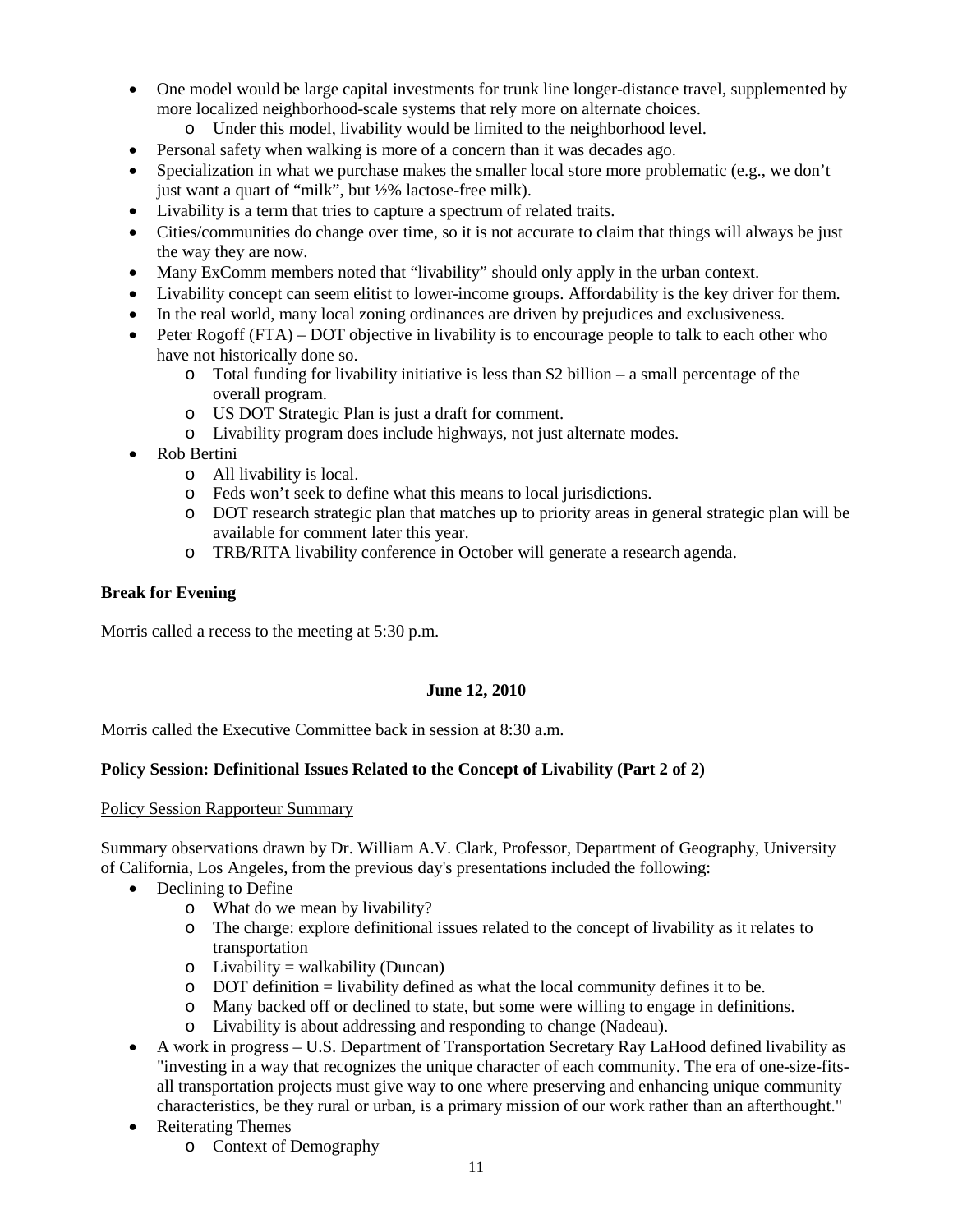- One model would be large capital investments for trunk line longer-distance travel, supplemented by more localized neighborhood-scale systems that rely more on alternate choices.
    - Under this model, livability would be limited to the neighborhood level.
- Personal safety when walking is more of a concern than it was decades ago.
- Specialization in what we purchase makes the smaller local store more problematic (e.g., we don't just want a quart of "milk", but ½% lactose-free milk).
- Livability is a term that tries to capture a spectrum of related traits.
- Cities/communities do change over time, so it is not accurate to claim that things will always be just the way they are now.
- Many ExComm members noted that "livability" should only apply in the urban context.
- Livability concept can seem elitist to lower-income groups. Affordability is the key driver for them.
- In the real world, many local zoning ordinances are driven by prejudices and exclusiveness.
- Peter Rogoff (FTA) – DOT objective in livability is to encourage people to talk to each other who have not historically done so.
    - Total funding for livability initiative is less than $2 billion – a small percentage of the overall program.
    - US DOT Strategic Plan is just a draft for comment.
    - Livability program does include highways, not just alternate modes.
- Rob Bertini
    - All livability is local.
    - Feds won't seek to define what this means to local jurisdictions.
    - DOT research strategic plan that matches up to priority areas in general strategic plan will be available for comment later this year.
    - TRB/RITA livability conference in October will generate a research agenda.

**Break for Evening**

Morris called a recess to the meeting at 5:30 p.m.

**June 12, 2010**

Morris called the Executive Committee back in session at 8:30 a.m.

**Policy Session: Definitional Issues Related to the Concept of Livability (Part 2 of 2)**

Policy Session Rapporteur Summary

Summary observations drawn by Dr. William A.V. Clark, Professor, Department of Geography, University of California, Los Angeles, from the previous day's presentations included the following:

- Declining to Define
    - What do we mean by livability?
    - The charge: explore definitional issues related to the concept of livability as it relates to transportation
    - Livability = walkability (Duncan)
    - DOT definition = livability defined as what the local community defines it to be.
    - Many backed off or declined to state, but some were willing to engage in definitions.
    - Livability is about addressing and responding to change (Nadeau).
- A work in progress – U.S. Department of Transportation Secretary Ray LaHood defined livability as "investing in a way that recognizes the unique character of each community. The era of one-size-fits-all transportation projects must give way to one where preserving and enhancing unique community characteristics, be they rural or urban, is a primary mission of our work rather than an afterthought."
- Reiterating Themes
    - Context of Demography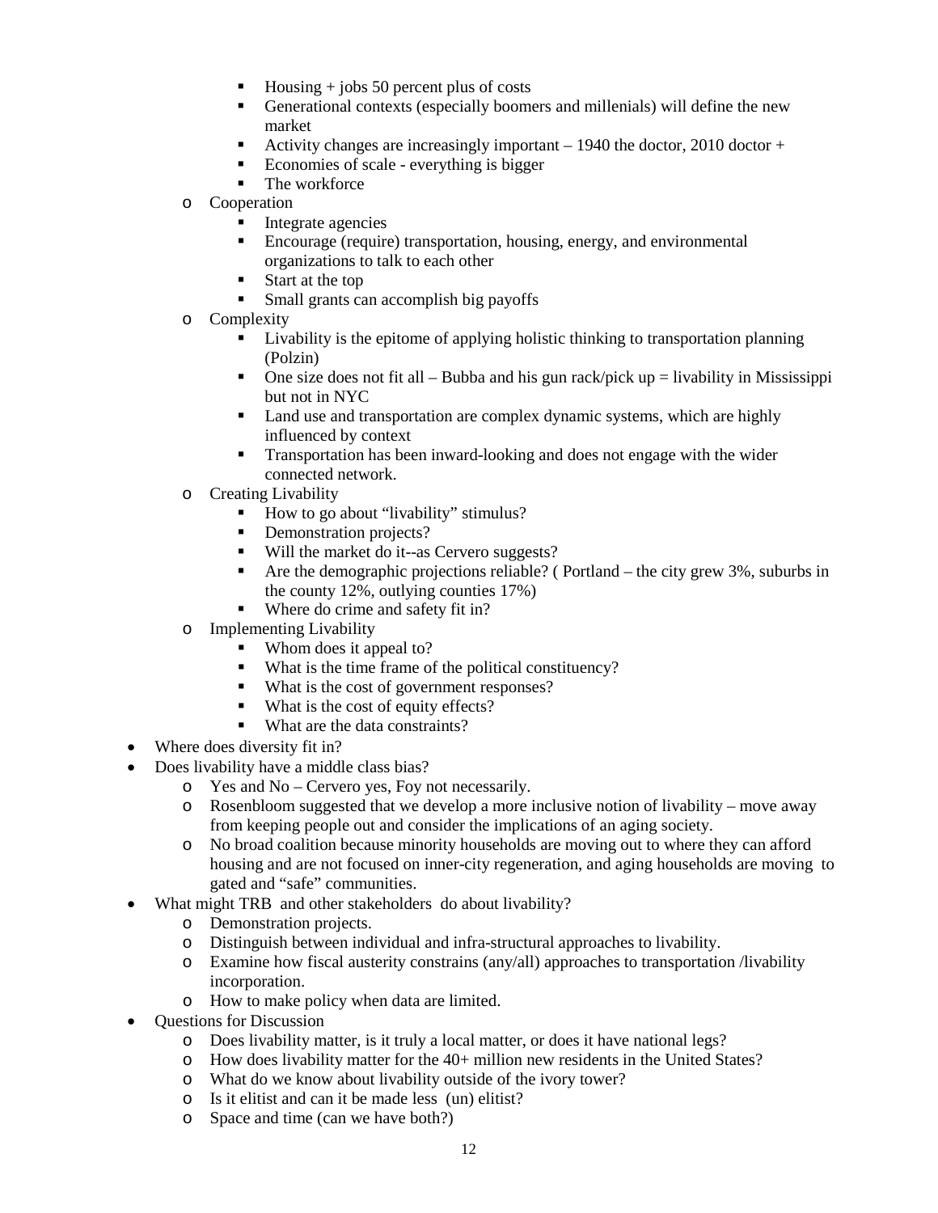- Housing + jobs 50 percent plus of costs
        - Generational contexts (especially boomers and millenials) will define the new market
        - Activity changes are increasingly important – 1940 the doctor, 2010 doctor +
        - Economies of scale - everything is bigger
        - The workforce
    - Cooperation
        - Integrate agencies
        - Encourage (require) transportation, housing, energy, and environmental organizations to talk to each other
        - Start at the top
        - Small grants can accomplish big payoffs
    - Complexity
        - Livability is the epitome of applying holistic thinking to transportation planning (Polzin)
        - One size does not fit all – Bubba and his gun rack/pick up = livability in Mississippi but not in NYC
        - Land use and transportation are complex dynamic systems, which are highly influenced by context
        - Transportation has been inward-looking and does not engage with the wider connected network.
    - Creating Livability
        - How to go about "livability" stimulus?
        - Demonstration projects?
        - Will the market do it--as Cervero suggests?
        - Are the demographic projections reliable? ( Portland – the city grew 3%, suburbs in the county 12%, outlying counties 17%)
        - Where do crime and safety fit in?
    - Implementing Livability
        - Whom does it appeal to?
        - What is the time frame of the political constituency?
        - What is the cost of government responses?
        - What is the cost of equity effects?
        - What are the data constraints?
- Where does diversity fit in?
- Does livability have a middle class bias?
    - Yes and No – Cervero yes, Foy not necessarily.
    - Rosenbloom suggested that we develop a more inclusive notion of livability – move away from keeping people out and consider the implications of an aging society.
    - No broad coalition because minority households are moving out to where they can afford housing and are not focused on inner-city regeneration, and aging households are moving to gated and "safe" communities.
- What might TRB and other stakeholders do about livability?
    - Demonstration projects.
    - Distinguish between individual and infra-structural approaches to livability.
    - Examine how fiscal austerity constrains (any/all) approaches to transportation /livability incorporation.
    - How to make policy when data are limited.
- Questions for Discussion
    - Does livability matter, is it truly a local matter, or does it have national legs?
    - How does livability matter for the 40+ million new residents in the United States?
    - What do we know about livability outside of the ivory tower?
    - Is it elitist and can it be made less (un) elitist?
    - Space and time (can we have both?)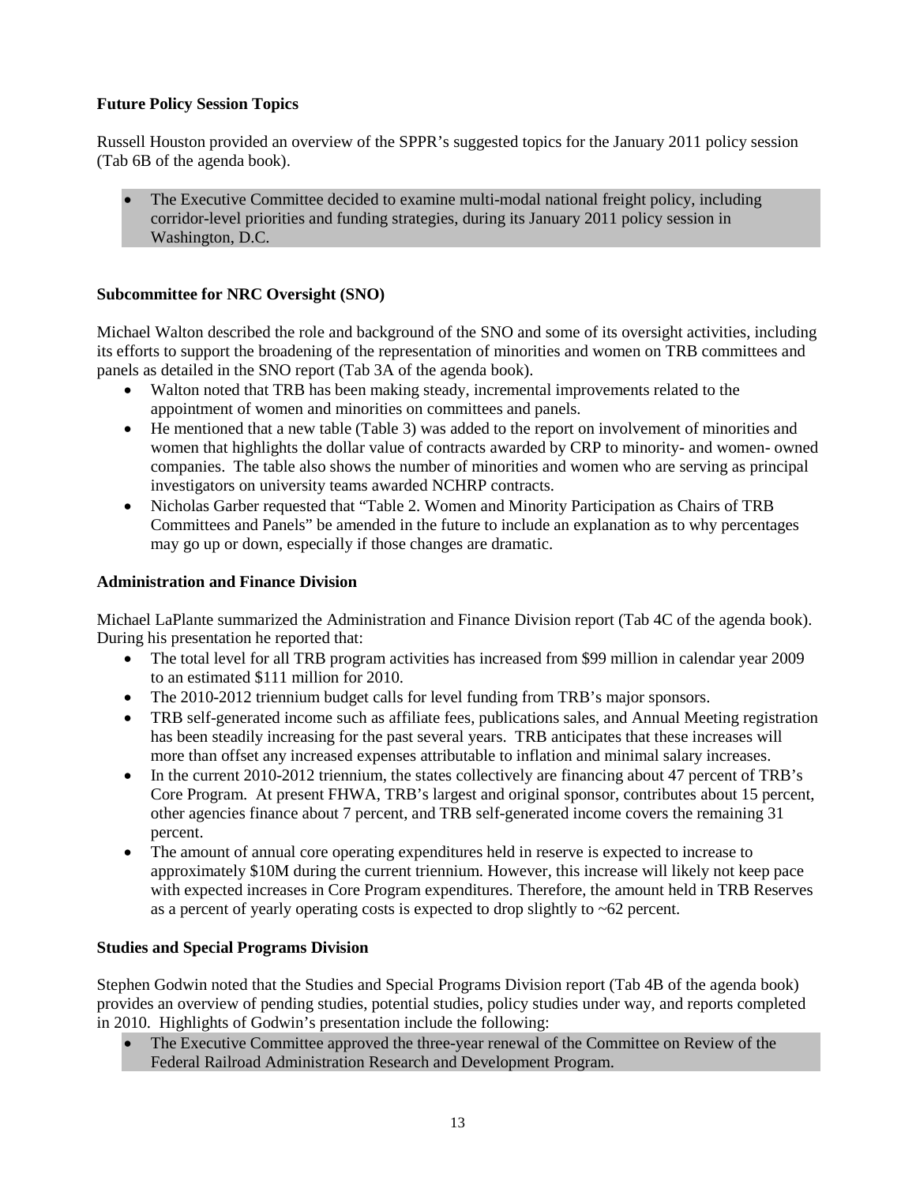**Future Policy Session Topics**

Russell Houston provided an overview of the SPPR's suggested topics for the January 2011 policy session (Tab 6B of the agenda book).

- The Executive Committee decided to examine multi-modal national freight policy, including corridor-level priorities and funding strategies, during its January 2011 policy session in Washington, D.C.

**Subcommittee for NRC Oversight (SNO)**

Michael Walton described the role and background of the SNO and some of its oversight activities, including its efforts to support the broadening of the representation of minorities and women on TRB committees and panels as detailed in the SNO report (Tab 3A of the agenda book).

- Walton noted that TRB has been making steady, incremental improvements related to the appointment of women and minorities on committees and panels.
- He mentioned that a new table (Table 3) was added to the report on involvement of minorities and women that highlights the dollar value of contracts awarded by CRP to minority- and women- owned companies. The table also shows the number of minorities and women who are serving as principal investigators on university teams awarded NCHRP contracts.
- Nicholas Garber requested that "Table 2. Women and Minority Participation as Chairs of TRB Committees and Panels" be amended in the future to include an explanation as to why percentages may go up or down, especially if those changes are dramatic.

**Administration and Finance Division**

Michael LaPlante summarized the Administration and Finance Division report (Tab 4C of the agenda book). During his presentation he reported that:

- The total level for all TRB program activities has increased from \$99 million in calendar year 2009 to an estimated \$111 million for 2010.
- The 2010-2012 triennium budget calls for level funding from TRB's major sponsors.
- TRB self-generated income such as affiliate fees, publications sales, and Annual Meeting registration has been steadily increasing for the past several years. TRB anticipates that these increases will more than offset any increased expenses attributable to inflation and minimal salary increases.
- In the current 2010-2012 triennium, the states collectively are financing about 47 percent of TRB's Core Program. At present FHWA, TRB's largest and original sponsor, contributes about 15 percent, other agencies finance about 7 percent, and TRB self-generated income covers the remaining 31 percent.
- The amount of annual core operating expenditures held in reserve is expected to increase to approximately \$10M during the current triennium. However, this increase will likely not keep pace with expected increases in Core Program expenditures. Therefore, the amount held in TRB Reserves as a percent of yearly operating costs is expected to drop slightly to ~62 percent.

**Studies and Special Programs Division**

Stephen Godwin noted that the Studies and Special Programs Division report (Tab 4B of the agenda book) provides an overview of pending studies, potential studies, policy studies under way, and reports completed in 2010. Highlights of Godwin's presentation include the following:

- The Executive Committee approved the three-year renewal of the Committee on Review of the Federal Railroad Administration Research and Development Program.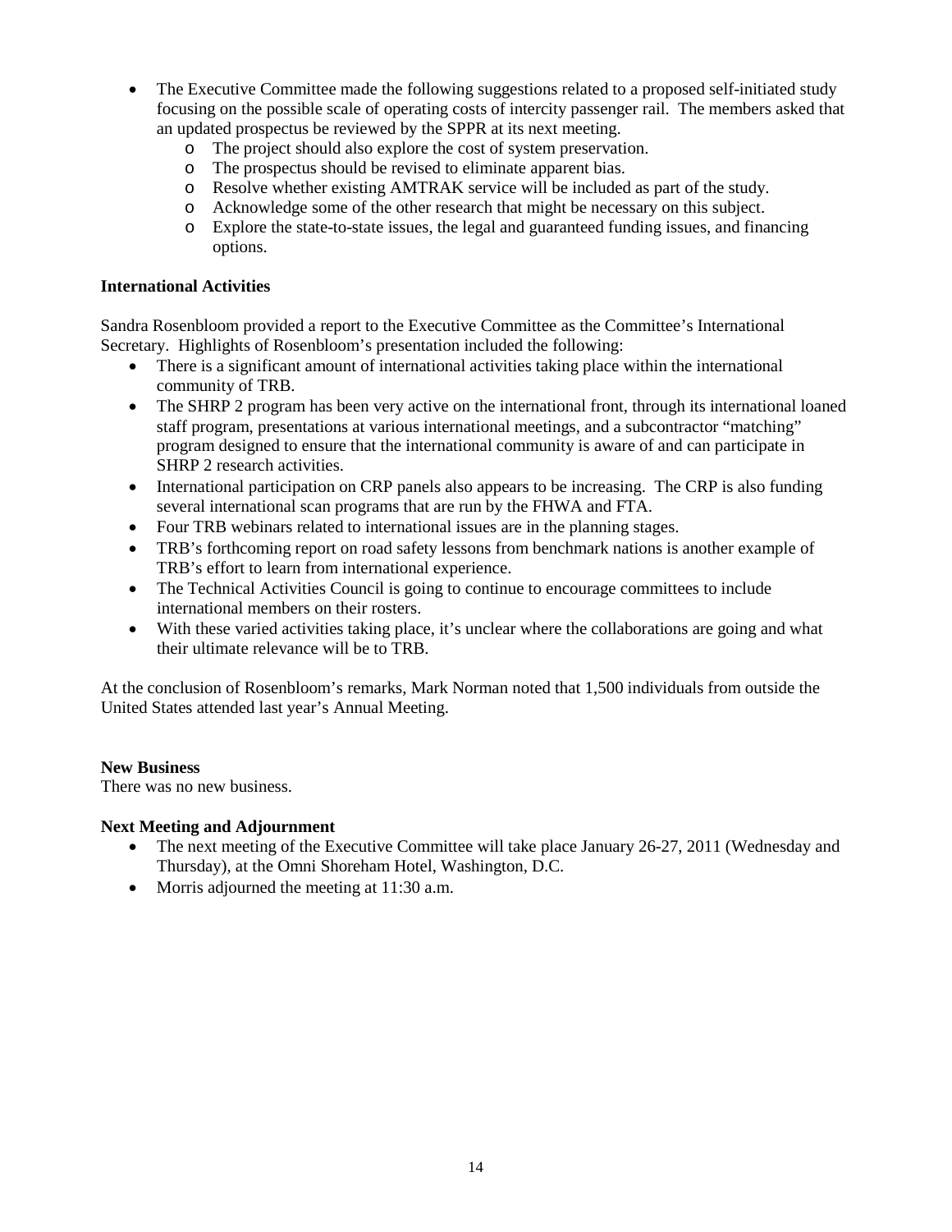- The Executive Committee made the following suggestions related to a proposed self-initiated study focusing on the possible scale of operating costs of intercity passenger rail. The members asked that an updated prospectus be reviewed by the SPPR at its next meeting.
  - The project should also explore the cost of system preservation.
  - The prospectus should be revised to eliminate apparent bias.
  - Resolve whether existing AMTRAK service will be included as part of the study.
  - Acknowledge some of the other research that might be necessary on this subject.
  - Explore the state-to-state issues, the legal and guaranteed funding issues, and financing options.

**International Activities**

Sandra Rosenbloom provided a report to the Executive Committee as the Committee's International Secretary. Highlights of Rosenbloom's presentation included the following:

- There is a significant amount of international activities taking place within the international community of TRB.
- The SHRP 2 program has been very active on the international front, through its international loaned staff program, presentations at various international meetings, and a subcontractor "matching" program designed to ensure that the international community is aware of and can participate in SHRP 2 research activities.
- International participation on CRP panels also appears to be increasing. The CRP is also funding several international scan programs that are run by the FHWA and FTA.
- Four TRB webinars related to international issues are in the planning stages.
- TRB's forthcoming report on road safety lessons from benchmark nations is another example of TRB's effort to learn from international experience.
- The Technical Activities Council is going to continue to encourage committees to include international members on their rosters.
- With these varied activities taking place, it's unclear where the collaborations are going and what their ultimate relevance will be to TRB.

At the conclusion of Rosenbloom's remarks, Mark Norman noted that 1,500 individuals from outside the United States attended last year's Annual Meeting.

**New Business**

There was no new business.

**Next Meeting and Adjournment**

- The next meeting of the Executive Committee will take place January 26-27, 2011 (Wednesday and Thursday), at the Omni Shoreham Hotel, Washington, D.C.
- Morris adjourned the meeting at 11:30 a.m.